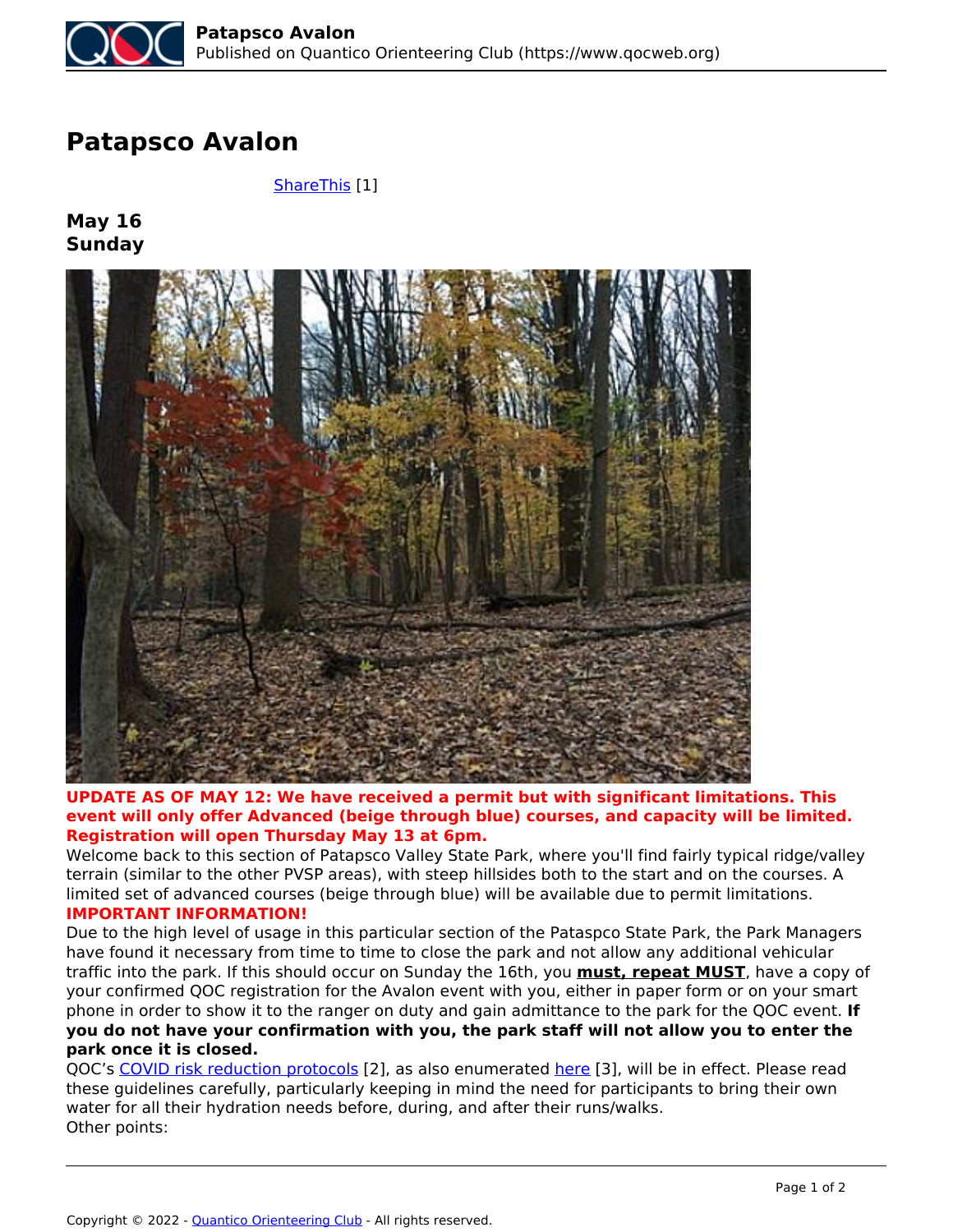# Patapsco Avalon

ShareThis [1]

**May 16**
**Sunday**

**UPDATE AS OF MAY 12: We have received a permit but with significant limitations. This event will only offer Advanced (beige through blue) courses, and capacity will be limited. Registration will open Thursday May 13 at 6pm.**

Welcome back to this section of Patapsco Valley State Park, where you'll find fairly typical ridge/valley terrain (similar to the other PVSP areas), with steep hillsides both to the start and on the courses. A limited set of advanced courses (beige through blue) will be available due to permit limitations.

**IMPORTANT INFORMATION!**

Due to the high level of usage in this particular section of the Pataspco State Park, the Park Managers have found it necessary from time to time to close the park and not allow any additional vehicular traffic into the park. If this should occur on Sunday the 16th, you **must, repeat MUST**, have a copy of your confirmed QOC registration for the Avalon event with you, either in paper form or on your smart phone in order to show it to the ranger on duty and gain admittance to the park for the QOC event. **If you do not have your confirmation with you, the park staff will not allow you to enter the park once it is closed.**

QOC's COVID risk reduction protocols [2], as also enumerated here [3], will be in effect. Please read these guidelines carefully, particularly keeping in mind the need for participants to bring their own water for all their hydration needs before, during, and after their runs/walks.

Other points: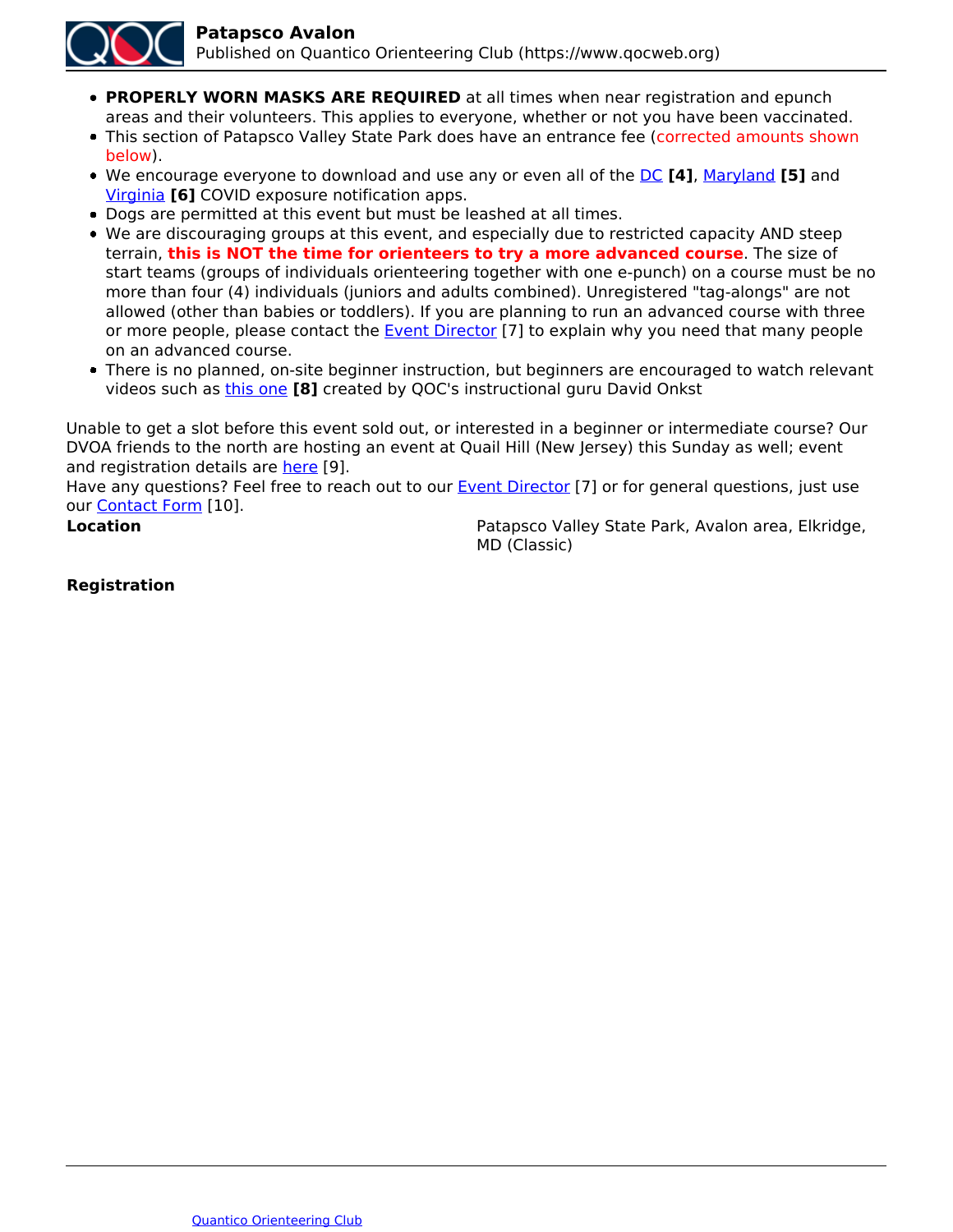- **PROPERLY WORN MASKS ARE REQUIRED** at all times when near registration and epunch areas and their volunteers. This applies to everyone, whether or not you have been vaccinated.
- This section of Patapsco Valley State Park does have an entrance fee (corrected amounts shown below).
- We encourage everyone to download and use any or even all of the DC **[4]**, Maryland **[5]** and Virginia **[6]** COVID exposure notification apps.
- Dogs are permitted at this event but must be leashed at all times.
- We are discouraging groups at this event, and especially due to restricted capacity AND steep terrain, **this is NOT the time for orienteers to try a more advanced course**. The size of start teams (groups of individuals orienteering together with one e-punch) on a course must be no more than four (4) individuals (juniors and adults combined). Unregistered "tag-alongs" are not allowed (other than babies or toddlers). If you are planning to run an advanced course with three or more people, please contact the Event Director [7] to explain why you need that many people on an advanced course.
- There is no planned, on-site beginner instruction, but beginners are encouraged to watch relevant videos such as this one **[8]** created by QOC's instructional guru David Onkst

Unable to get a slot before this event sold out, or interested in a beginner or intermediate course? Our DVOA friends to the north are hosting an event at Quail Hill (New Jersey) this Sunday as well; event and registration details are here [9].
Have any questions? Feel free to reach out to our Event Director [7] or for general questions, just use our Contact Form [10].

**Location** Patapsco Valley State Park, Avalon area, Elkridge, MD (Classic)

**Registration**